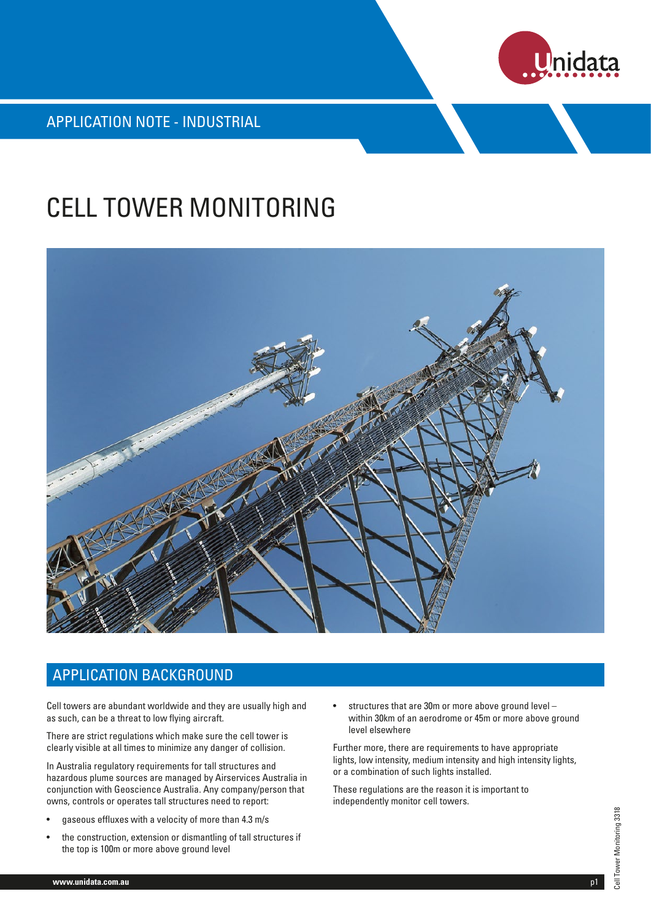APPLICATION NOTE - INDUSTRIAL

# CELL TOWER MONITORING

## APPLICATION BACKGROUND

Cell towers are abundant worldwide and they are usually high and as such, can be a threat to low flying aircraft.

There are strict regulations which make sure the cell tower is clearly visible at all times to minimize any danger of collision.

In Australia regulatory requirements for tall structures and hazardous plume sources are managed by Airservices Australia in conjunction with Geoscience Australia. Any company/person that owns, controls or operates tall structures need to report:

- gaseous effluxes with a velocity of more than 4.3 m/s
- the construction, extension or dismantling of tall structures if the top is 100m or more above ground level
- structures that are 30m or more above ground level – within 30km of an aerodrome or 45m or more above ground level elsewhere

Further more, there are requirements to have appropriate lights, low intensity, medium intensity and high intensity lights, or a combination of such lights installed.

These regulations are the reason it is important to independently monitor cell towers.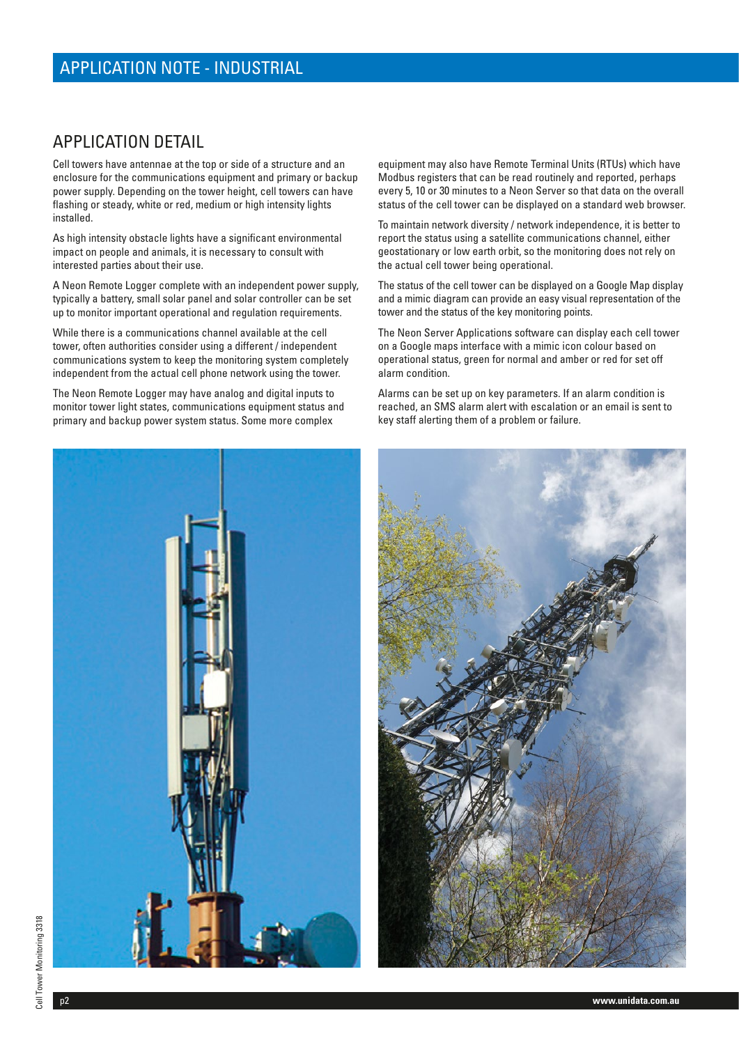## APPLICATION DETAIL

Cell towers have antennae at the top or side of a structure and an enclosure for the communications equipment and primary or backup power supply. Depending on the tower height, cell towers can have flashing or steady, white or red, medium or high intensity lights installed.

As high intensity obstacle lights have a significant environmental impact on people and animals, it is necessary to consult with interested parties about their use.

A Neon Remote Logger complete with an independent power supply, typically a battery, small solar panel and solar controller can be set up to monitor important operational and regulation requirements.

While there is a communications channel available at the cell tower, often authorities consider using a different / independent communications system to keep the monitoring system completely independent from the actual cell phone network using the tower.

The Neon Remote Logger may have analog and digital inputs to monitor tower light states, communications equipment status and primary and backup power system status. Some more complex equipment may also have Remote Terminal Units (RTUs) which have Modbus registers that can be read routinely and reported, perhaps every 5, 10 or 30 minutes to a Neon Server so that data on the overall status of the cell tower can be displayed on a standard web browser.

To maintain network diversity / network independence, it is better to report the status using a satellite communications channel, either geostationary or low earth orbit, so the monitoring does not rely on the actual cell tower being operational.

The status of the cell tower can be displayed on a Google Map display and a mimic diagram can provide an easy visual representation of the tower and the status of the key monitoring points.

The Neon Server Applications software can display each cell tower on a Google maps interface with a mimic icon colour based on operational status, green for normal and amber or red for set off alarm condition.

Alarms can be set up on key parameters. If an alarm condition is reached, an SMS alarm alert with escalation or an email is sent to key staff alerting them of a problem or failure.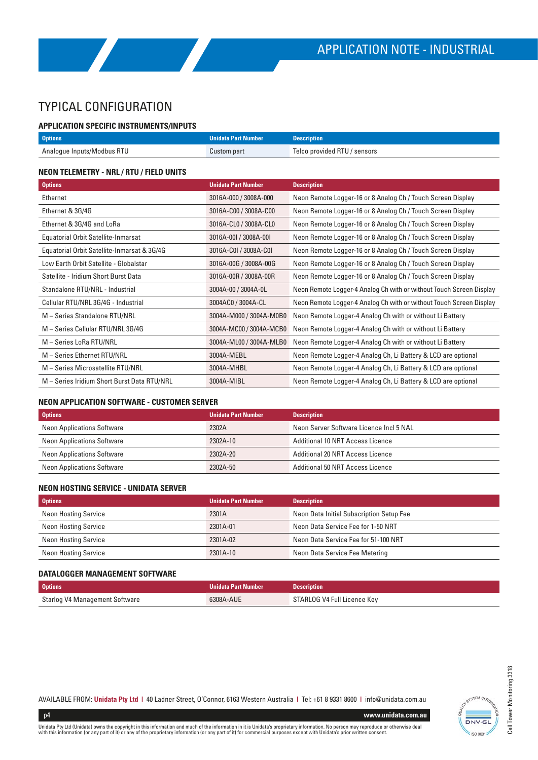# TYPICAL CONFIGURATION

### APPLICATION SPECIFIC INSTRUMENTS/INPUTS

| Options | Unidata Part Number | Description |
| --- | --- | --- |
| Analogue Inputs/Modbus RTU | Custom part | Telco provided RTU / sensors |

### NEON TELEMETRY - NRL / RTU / FIELD UNITS

| Options | Unidata Part Number | Description |
| --- | --- | --- |
| Ethernet | 3016A-000 / 3008A-000 | Neon Remote Logger-16 or 8 Analog Ch / Touch Screen Display |
| Ethernet & 3G/4G | 3016A-C00 / 3008A-C00 | Neon Remote Logger-16 or 8 Analog Ch / Touch Screen Display |
| Ethernet & 3G/4G and LoRa | 3016A-CL0 / 3008A-CL0 | Neon Remote Logger-16 or 8 Analog Ch / Touch Screen Display |
| Equatorial Orbit Satellite-Inmarsat | 3016A-00I / 3008A-00I | Neon Remote Logger-16 or 8 Analog Ch / Touch Screen Display |
| Equatorial Orbit Satellite-Inmarsat & 3G/4G | 3016A-C0I / 3008A-C0I | Neon Remote Logger-16 or 8 Analog Ch / Touch Screen Display |
| Low Earth Orbit Satellite - Globalstar | 3016A-00G / 3008A-00G | Neon Remote Logger-16 or 8 Analog Ch / Touch Screen Display |
| Satellite - Iridium Short Burst Data | 3016A-00R / 3008A-00R | Neon Remote Logger-16 or 8 Analog Ch / Touch Screen Display |
| Standalone RTU/NRL - Industrial | 3004A-00 / 3004A-0L | Neon Remote Logger-4 Analog Ch with or without Touch Screen Display |
| Cellular RTU/NRL 3G/4G - Industrial | 3004AC0 / 3004A-CL | Neon Remote Logger-4 Analog Ch with or without Touch Screen Display |
| M – Series Standalone RTU/NRL | 3004A-M000 / 3004A-M0B0 | Neon Remote Logger-4 Analog Ch with or without Li Battery |
| M – Series Cellular RTU/NRL 3G/4G | 3004A-MC00 / 3004A-MCB0 | Neon Remote Logger-4 Analog Ch with or without Li Battery |
| M – Series LoRa RTU/NRL | 3004A-ML00 / 3004A-MLB0 | Neon Remote Logger-4 Analog Ch with or without Li Battery |
| M – Series Ethernet RTU/NRL | 3004A-MEBL | Neon Remote Logger-4 Analog Ch, Li Battery & LCD are optional |
| M – Series Microsatellite RTU/NRL | 3004A-MHBL | Neon Remote Logger-4 Analog Ch, Li Battery & LCD are optional |
| M – Series Iridium Short Burst Data RTU/NRL | 3004A-MIBL | Neon Remote Logger-4 Analog Ch, Li Battery & LCD are optional |

### NEON APPLICATION SOFTWARE - CUSTOMER SERVER

| Options | Unidata Part Number | Description |
| --- | --- | --- |
| Neon Applications Software | 2302A | Neon Server Software Licence Incl 5 NAL |
| Neon Applications Software | 2302A-10 | Additional 10 NRT Access Licence |
| Neon Applications Software | 2302A-20 | Additional 20 NRT Access Licence |
| Neon Applications Software | 2302A-50 | Additional 50 NRT Access Licence |

### NEON HOSTING SERVICE - UNIDATA SERVER

| Options | Unidata Part Number | Description |
| --- | --- | --- |
| Neon Hosting Service | 2301A | Neon Data Initial Subscription Setup Fee |
| Neon Hosting Service | 2301A-01 | Neon Data Service Fee for 1-50 NRT |
| Neon Hosting Service | 2301A-02 | Neon Data Service Fee for 51-100 NRT |
| Neon Hosting Service | 2301A-10 | Neon Data Service Fee Metering |

### DATALOGGER MANAGEMENT SOFTWARE

| Options | Unidata Part Number | Description |
| --- | --- | --- |
| Starlog V4 Management Software | 6308A-AUE | STARLOG V4 Full Licence Key |

AVAILABLE FROM: **Unidata Pty Ltd** | 40 Ladner Street, O'Connor, 6163 Western Australia | Tel: +61 8 9331 8600 | info@unidata.com.au

**www.unidata.com.au**

Unidata Pty Ltd (Unidata) owns the copyright in this information and much of the information in it is Unidata's proprietary information. No person may reproduce or otherwise deal with this information (or any part of it) or any of the proprietary information (or any part of it) for commercial purposes except with Unidata's prior written consent.